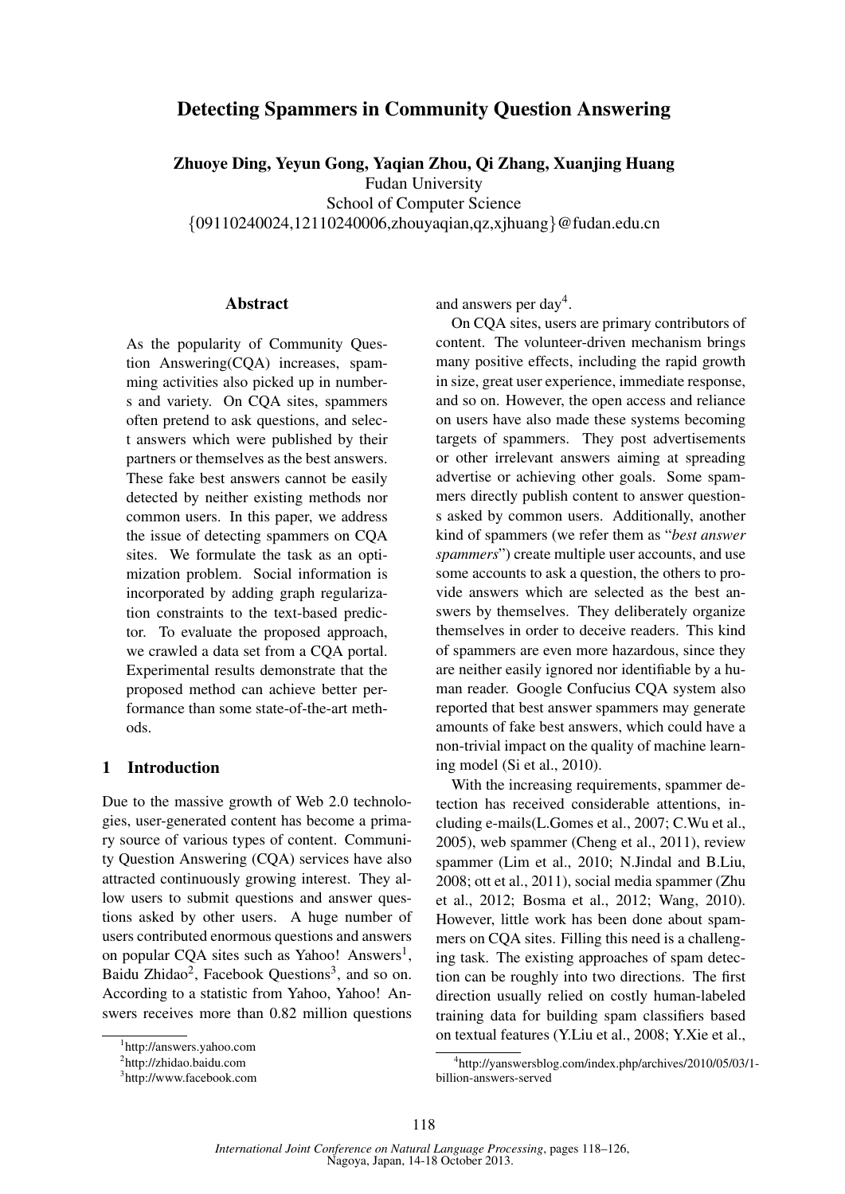# Detecting Spammers in Community Question Answering

**Zhuoye Ding, Yeyun Gong, Yaqian Zhou, Qi Zhang, Xuanjing Huang**
Fudan University
School of Computer Science
{09110240024,12110240006,zhouyaqian,qz,xjhuang}@fudan.edu.cn

## Abstract

As the popularity of Community Question Answering(CQA) increases, spamming activities also picked up in numbers and variety. On CQA sites, spammers often pretend to ask questions, and select answers which were published by their partners or themselves as the best answers. These fake best answers cannot be easily detected by neither existing methods nor common users. In this paper, we address the issue of detecting spammers on CQA sites. We formulate the task as an optimization problem. Social information is incorporated by adding graph regularization constraints to the text-based predictor. To evaluate the proposed approach, we crawled a data set from a CQA portal. Experimental results demonstrate that the proposed method can achieve better performance than some state-of-the-art methods.

## 1 Introduction

Due to the massive growth of Web 2.0 technologies, user-generated content has become a primary source of various types of content. Community Question Answering (CQA) services have also attracted continuously growing interest. They allow users to submit questions and answer questions asked by other users. A huge number of users contributed enormous questions and answers on popular CQA sites such as Yahoo! Answers[1], Baidu Zhidao[2], Facebook Questions[3], and so on. According to a statistic from Yahoo, Yahoo! Answers receives more than 0.82 million questions and answers per day[4].

On CQA sites, users are primary contributors of content. The volunteer-driven mechanism brings many positive effects, including the rapid growth in size, great user experience, immediate response, and so on. However, the open access and reliance on users have also made these systems becoming targets of spammers. They post advertisements or other irrelevant answers aiming at spreading advertise or achieving other goals. Some spammers directly publish content to answer questions asked by common users. Additionally, another kind of spammers (we refer them as "*best answer spammers*") create multiple user accounts, and use some accounts to ask a question, the others to provide answers which are selected as the best answers by themselves. They deliberately organize themselves in order to deceive readers. This kind of spammers are even more hazardous, since they are neither easily ignored nor identifiable by a human reader. Google Confucius CQA system also reported that best answer spammers may generate amounts of fake best answers, which could have a non-trivial impact on the quality of machine learning model (Si et al., 2010).

With the increasing requirements, spammer detection has received considerable attentions, including e-mails(L.Gomes et al., 2007; C.Wu et al., 2005), web spammer (Cheng et al., 2011), review spammer (Lim et al., 2010; N.Jindal and B.Liu, 2008; ott et al., 2011), social media spammer (Zhu et al., 2012; Bosma et al., 2012; Wang, 2010). However, little work has been done about spammers on CQA sites. Filling this need is a challenging task. The existing approaches of spam detection can be roughly into two directions. The first direction usually relied on costly human-labeled training data for building spam classifiers based on textual features (Y.Liu et al., 2008; Y.Xie et al.,

[1] http://answers.yahoo.com
[2] http://zhidao.baidu.com
[3] http://www.facebook.com
[4] http://yanswersblog.com/index.php/archives/2010/05/03/1-billion-answers-served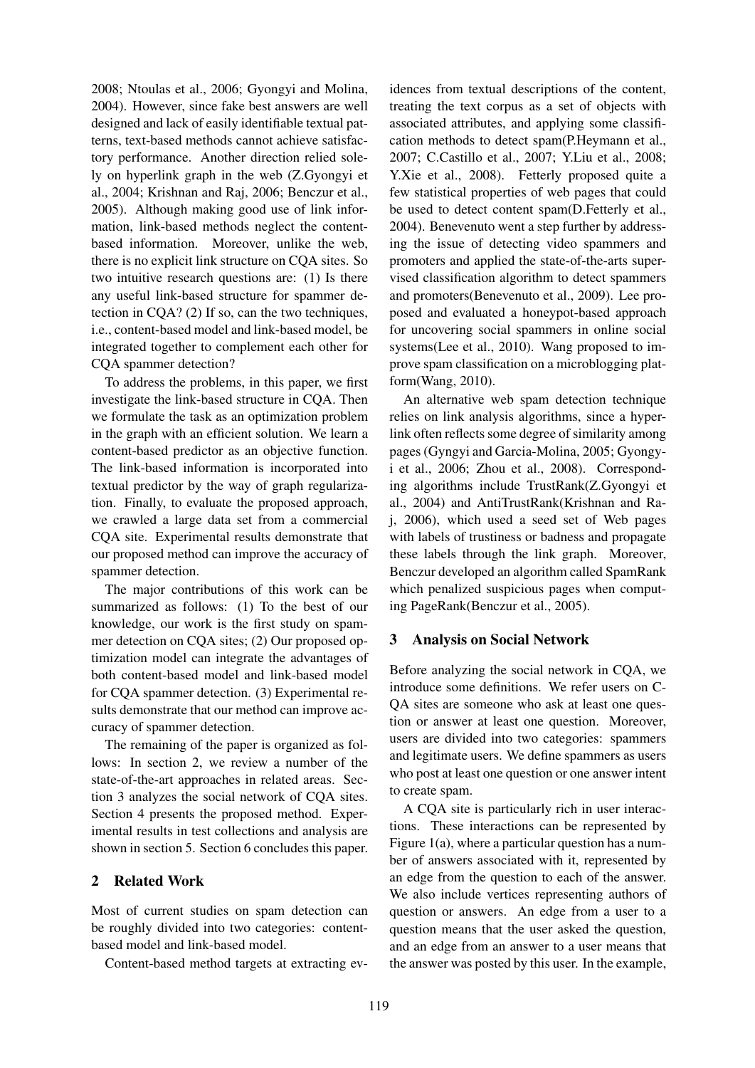2008; Ntoulas et al., 2006; Gyongyi and Molina, 2004). However, since fake best answers are well designed and lack of easily identifiable textual patterns, text-based methods cannot achieve satisfactory performance. Another direction relied solely on hyperlink graph in the web (Z.Gyongyi et al., 2004; Krishnan and Raj, 2006; Benczur et al., 2005). Although making good use of link information, link-based methods neglect the content-based information. Moreover, unlike the web, there is no explicit link structure on CQA sites. So two intuitive research questions are: (1) Is there any useful link-based structure for spammer detection in CQA? (2) If so, can the two techniques, i.e., content-based model and link-based model, be integrated together to complement each other for CQA spammer detection?

To address the problems, in this paper, we first investigate the link-based structure in CQA. Then we formulate the task as an optimization problem in the graph with an efficient solution. We learn a content-based predictor as an objective function. The link-based information is incorporated into textual predictor by the way of graph regularization. Finally, to evaluate the proposed approach, we crawled a large data set from a commercial CQA site. Experimental results demonstrate that our proposed method can improve the accuracy of spammer detection.

The major contributions of this work can be summarized as follows: (1) To the best of our knowledge, our work is the first study on spammer detection on CQA sites; (2) Our proposed optimization model can integrate the advantages of both content-based model and link-based model for CQA spammer detection. (3) Experimental results demonstrate that our method can improve accuracy of spammer detection.

The remaining of the paper is organized as follows: In section 2, we review a number of the state-of-the-art approaches in related areas. Section 3 analyzes the social network of CQA sites. Section 4 presents the proposed method. Experimental results in test collections and analysis are shown in section 5. Section 6 concludes this paper.

## 2 Related Work

Most of current studies on spam detection can be roughly divided into two categories: content-based model and link-based model.

Content-based method targets at extracting evidences from textual descriptions of the content, treating the text corpus as a set of objects with associated attributes, and applying some classification methods to detect spam(P.Heymann et al., 2007; C.Castillo et al., 2007; Y.Liu et al., 2008; Y.Xie et al., 2008). Fetterly proposed quite a few statistical properties of web pages that could be used to detect content spam(D.Fetterly et al., 2004). Benevenuto went a step further by addressing the issue of detecting video spammers and promoters and applied the state-of-the-arts supervised classification algorithm to detect spammers and promoters(Benevenuto et al., 2009). Lee proposed and evaluated a honeypot-based approach for uncovering social spammers in online social systems(Lee et al., 2010). Wang proposed to improve spam classification on a microblogging platform(Wang, 2010).

An alternative web spam detection technique relies on link analysis algorithms, since a hyperlink often reflects some degree of similarity among pages (Gyngyi and Garcia-Molina, 2005; Gyongyi et al., 2006; Zhou et al., 2008). Corresponding algorithms include TrustRank(Z.Gyongyi et al., 2004) and AntiTrustRank(Krishnan and Raj, 2006), which used a seed set of Web pages with labels of trustiness or badness and propagate these labels through the link graph. Moreover, Benczur developed an algorithm called SpamRank which penalized suspicious pages when computing PageRank(Benczur et al., 2005).

## 3 Analysis on Social Network

Before analyzing the social network in CQA, we introduce some definitions. We refer users on CQA sites are someone who ask at least one question or answer at least one question. Moreover, users are divided into two categories: spammers and legitimate users. We define spammers as users who post at least one question or one answer intent to create spam.

A CQA site is particularly rich in user interactions. These interactions can be represented by Figure 1(a), where a particular question has a number of answers associated with it, represented by an edge from the question to each of the answer. We also include vertices representing authors of question or answers. An edge from a user to a question means that the user asked the question, and an edge from an answer to a user means that the answer was posted by this user. In the example,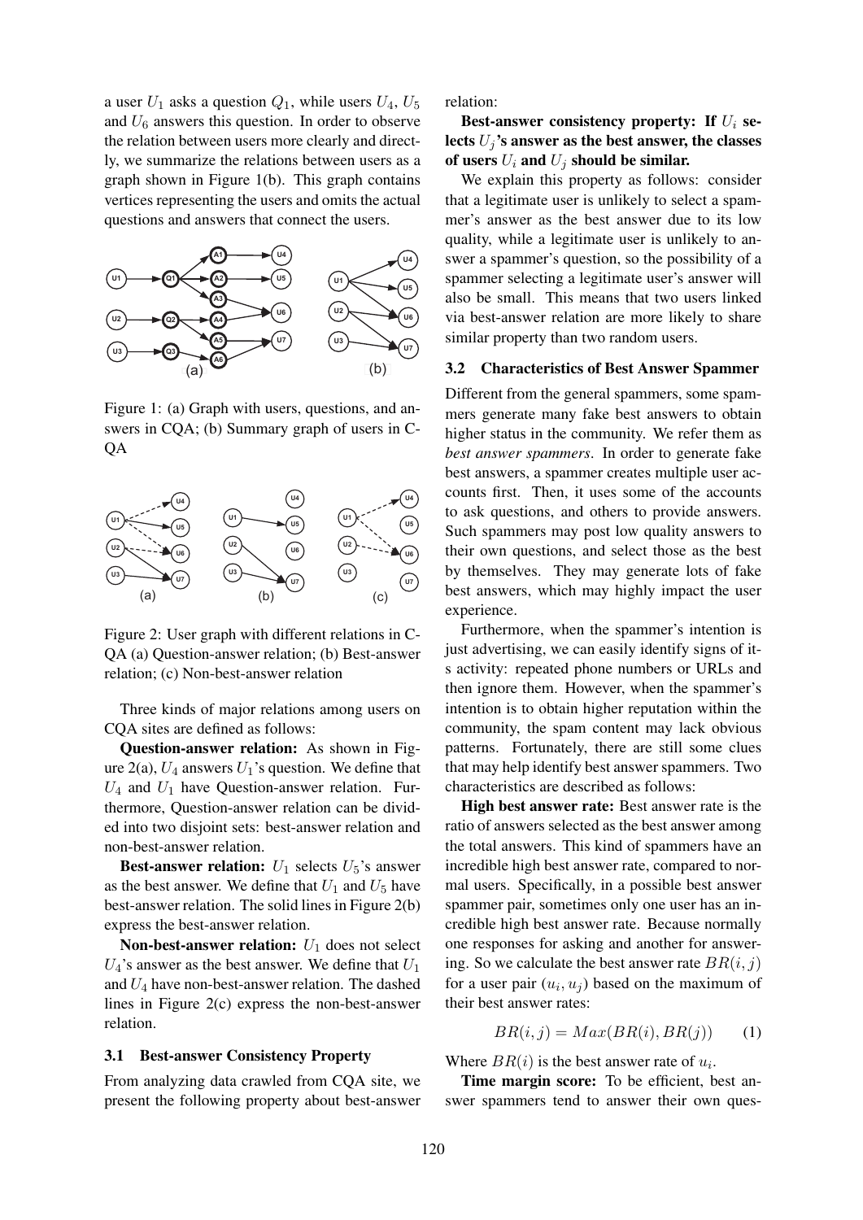a user $U_1$ asks a question $Q_1$, while users $U_4$, $U_5$ and $U_6$ answers this question. In order to observe the relation between users more clearly and directly, we summarize the relations between users as a graph shown in Figure 1(b). This graph contains vertices representing the users and omits the actual questions and answers that connect the users.

Figure 1: (a) Graph with users, questions, and answers in CQA; (b) Summary graph of users in CQA

Figure 2: User graph with different relations in CQA (a) Question-answer relation; (b) Best-answer relation; (c) Non-best-answer relation

Three kinds of major relations among users on CQA sites are defined as follows:

**Question-answer relation:** As shown in Figure 2(a), $U_4$ answers $U_1$'s question. We define that $U_4$ and $U_1$ have Question-answer relation. Furthermore, Question-answer relation can be divided into two disjoint sets: best-answer relation and non-best-answer relation.

**Best-answer relation:** $U_1$ selects $U_5$'s answer as the best answer. We define that $U_1$ and $U_5$ have best-answer relation. The solid lines in Figure 2(b) express the best-answer relation.

**Non-best-answer relation:** $U_1$ does not select $U_4$'s answer as the best answer. We define that $U_1$ and $U_4$ have non-best-answer relation. The dashed lines in Figure 2(c) express the non-best-answer relation.

### 3.1 Best-answer Consistency Property

From analyzing data crawled from CQA site, we present the following property about best-answer relation:

**Best-answer consistency property: If $U_i$ selects $U_j$'s answer as the best answer, the classes of users $U_i$ and $U_j$ should be similar.**

We explain this property as follows: consider that a legitimate user is unlikely to select a spammer's answer as the best answer due to its low quality, while a legitimate user is unlikely to answer a spammer's question, so the possibility of a spammer selecting a legitimate user's answer will also be small. This means that two users linked via best-answer relation are more likely to share similar property than two random users.

### 3.2 Characteristics of Best Answer Spammer

Different from the general spammers, some spammers generate many fake best answers to obtain higher status in the community. We refer them as *best answer spammers*. In order to generate fake best answers, a spammer creates multiple user accounts first. Then, it uses some of the accounts to ask questions, and others to provide answers. Such spammers may post low quality answers to their own questions, and select those as the best by themselves. They may generate lots of fake best answers, which may highly impact the user experience.

Furthermore, when the spammer's intention is just advertising, we can easily identify signs of its activity: repeated phone numbers or URLs and then ignore them. However, when the spammer's intention is to obtain higher reputation within the community, the spam content may lack obvious patterns. Fortunately, there are still some clues that may help identify best answer spammers. Two characteristics are described as follows:

**High best answer rate:** Best answer rate is the ratio of answers selected as the best answer among the total answers. This kind of spammers have an incredible high best answer rate, compared to normal users. Specifically, in a possible best answer spammer pair, sometimes only one user has an incredible high best answer rate. Because normally one responses for asking and another for answering. So we calculate the best answer rate $BR(i, j)$ for a user pair $(u_i, u_j)$ based on the maximum of their best answer rates:

$$BR(i, j) = Max(BR(i), BR(j)) \quad (1)$$

Where $BR(i)$ is the best answer rate of $u_i$.

**Time margin score:** To be efficient, best answer spammers tend to answer their own ques-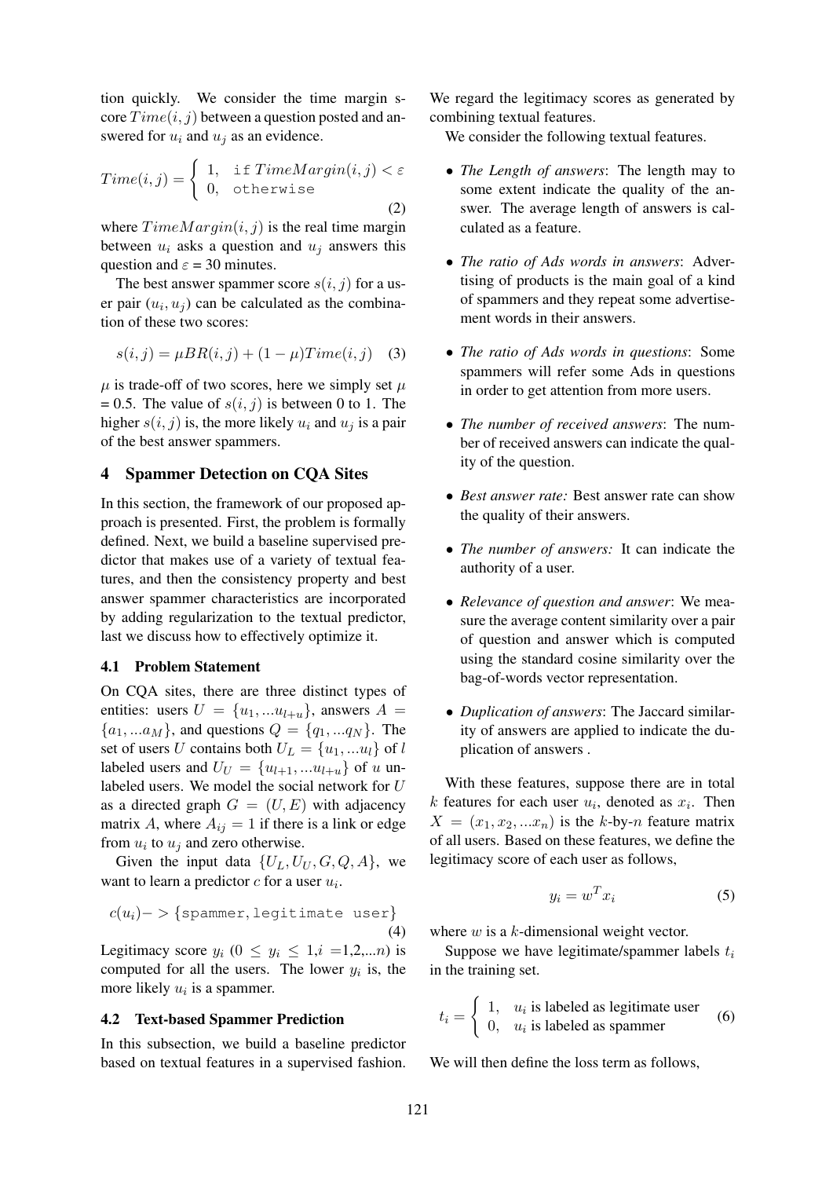tion quickly. We consider the time margin score $Time(i,j)$ between a question posted and answered for $u_i$ and $u_j$ as an evidence.

$$Time(i,j) = \begin{cases} 1, & \texttt{if } TimeMargin(i,j) < \varepsilon \\ 0, & \texttt{otherwise} \end{cases} \quad (2)$$

where $TimeMargin(i,j)$ is the real time margin between $u_i$ asks a question and $u_j$ answers this question and $\varepsilon$ = 30 minutes.

The best answer spammer score $s(i,j)$ for a user pair $(u_i, u_j)$ can be calculated as the combination of these two scores:

$$s(i,j) = \mu BR(i,j) + (1-\mu) Time(i,j) \quad (3)$$

$\mu$ is trade-off of two scores, here we simply set $\mu$ = 0.5. The value of $s(i,j)$ is between 0 to 1. The higher $s(i,j)$ is, the more likely $u_i$ and $u_j$ is a pair of the best answer spammers.

## 4 Spammer Detection on CQA Sites

In this section, the framework of our proposed approach is presented. First, the problem is formally defined. Next, we build a baseline supervised predictor that makes use of a variety of textual features, and then the consistency property and best answer spammer characteristics are incorporated by adding regularization to the textual predictor, last we discuss how to effectively optimize it.

### 4.1 Problem Statement

On CQA sites, there are three distinct types of entities: users $U = \{u_1, ...u_{l+u}\}$, answers $A = \{a_1, ...a_M\}$, and questions $Q = \{q_1, ...q_N\}$. The set of users $U$ contains both $U_L = \{u_1, ...u_l\}$ of $l$ labeled users and $U_U = \{u_{l+1}, ...u_{l+u}\}$ of $u$ unlabeled users. We model the social network for $U$ as a directed graph $G = (U, E)$ with adjacency matrix $A$, where $A_{ij} = 1$ if there is a link or edge from $u_i$ to $u_j$ and zero otherwise.

Given the input data $\{U_L, U_U, G, Q, A\}$, we want to learn a predictor $c$ for a user $u_i$.

$$c(u_i) -> \{\texttt{spammer}, \texttt{legitimate user}\} \quad (4)$$

Legitimacy score $y_i$ ($0 \leq y_i \leq 1$,$i$ =1,2,...$n$) is computed for all the users. The lower $y_i$ is, the more likely $u_i$ is a spammer.

### 4.2 Text-based Spammer Prediction

In this subsection, we build a baseline predictor based on textual features in a supervised fashion. We regard the legitimacy scores as generated by combining textual features.

We consider the following textual features.

- *The Length of answers*: The length may to some extent indicate the quality of the answer. The average length of answers is calculated as a feature.
- *The ratio of Ads words in answers*: Advertising of products is the main goal of a kind of spammers and they repeat some advertisement words in their answers.
- *The ratio of Ads words in questions*: Some spammers will refer some Ads in questions in order to get attention from more users.
- *The number of received answers*: The number of received answers can indicate the quality of the question.
- *Best answer rate:* Best answer rate can show the quality of their answers.
- *The number of answers:* It can indicate the authority of a user.
- *Relevance of question and answer*: We measure the average content similarity over a pair of question and answer which is computed using the standard cosine similarity over the bag-of-words vector representation.
- *Duplication of answers*: The Jaccard similarity of answers are applied to indicate the duplication of answers .

With these features, suppose there are in total $k$ features for each user $u_i$, denoted as $x_i$. Then $X = (x_1, x_2, ...x_n)$ is the $k$-by-$n$ feature matrix of all users. Based on these features, we define the legitimacy score of each user as follows,

$$y_i = w^T x_i \quad (5)$$

where $w$ is a $k$-dimensional weight vector.

Suppose we have legitimate/spammer labels $t_i$ in the training set.

$$t_i = \begin{cases} 1, & u_i \text{ is labeled as legitimate user} \\ 0, & u_i \text{ is labeled as spammer} \end{cases} \quad (6)$$

We will then define the loss term as follows,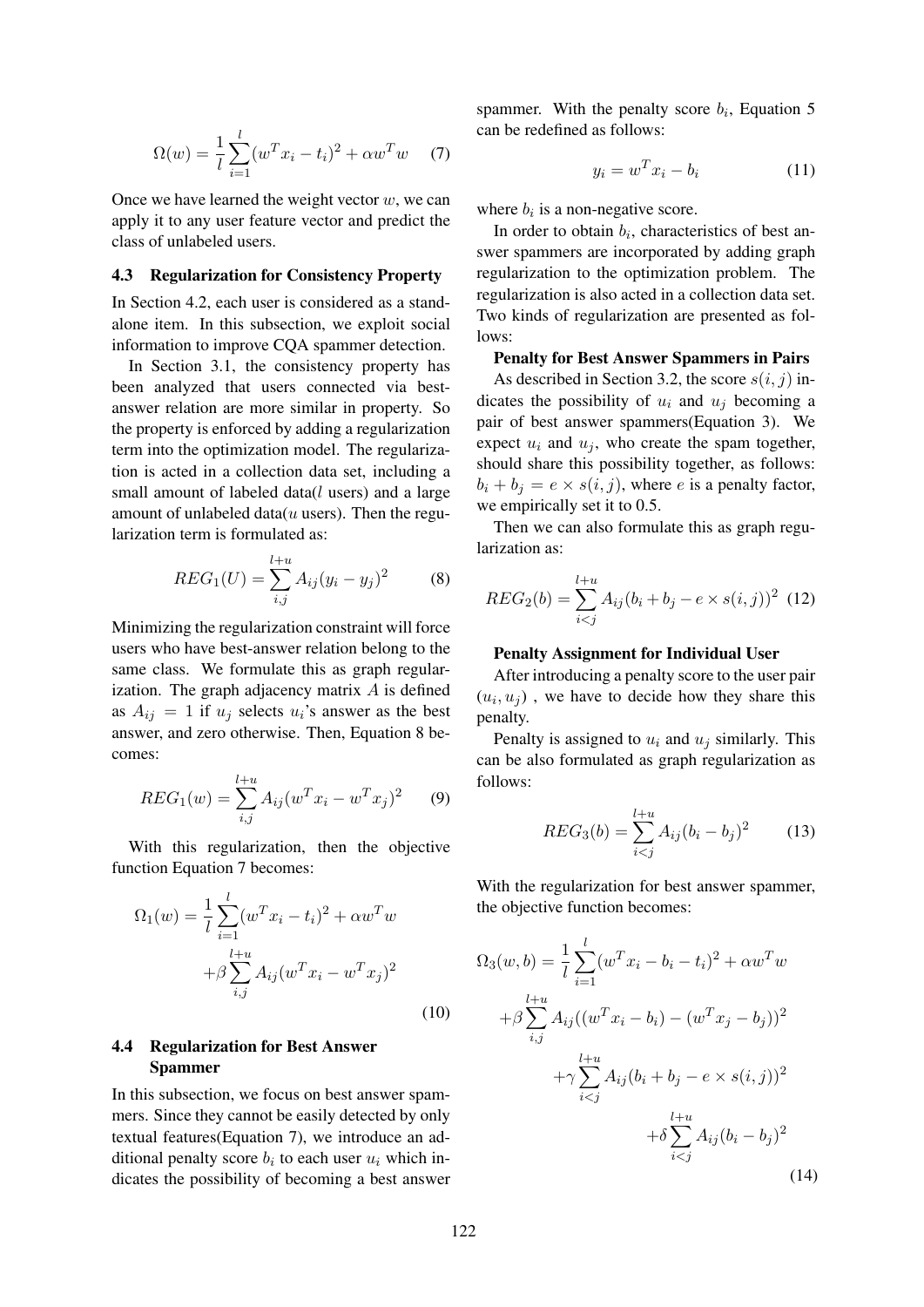$$\Omega(w) = \frac{1}{l}\sum_{i=1}^{l}(w^T x_i - t_i)^2 + \alpha w^T w \quad (7)$$

Once we have learned the weight vector $w$, we can apply it to any user feature vector and predict the class of unlabeled users.

### 4.3 Regularization for Consistency Property

In Section 4.2, each user is considered as a standalone item. In this subsection, we exploit social information to improve CQA spammer detection.

In Section 3.1, the consistency property has been analyzed that users connected via best-answer relation are more similar in property. So the property is enforced by adding a regularization term into the optimization model. The regularization is acted in a collection data set, including a small amount of labeled data($l$ users) and a large amount of unlabeled data($u$ users). Then the regularization term is formulated as:

$$REG_1(U) = \sum_{i,j}^{l+u} A_{ij}(y_i - y_j)^2 \quad (8)$$

Minimizing the regularization constraint will force users who have best-answer relation belong to the same class. We formulate this as graph regularization. The graph adjacency matrix $A$ is defined as $A_{ij} = 1$ if $u_j$ selects $u_i$'s answer as the best answer, and zero otherwise. Then, Equation 8 becomes:

$$REG_1(w) = \sum_{i,j}^{l+u} A_{ij}(w^T x_i - w^T x_j)^2 \quad (9)$$

With this regularization, then the objective function Equation 7 becomes:

$$\Omega_1(w) = \frac{1}{l}\sum_{i=1}^{l}(w^T x_i - t_i)^2 + \alpha w^T w + \beta \sum_{i,j}^{l+u} A_{ij}(w^T x_i - w^T x_j)^2 \quad (10)$$

### 4.4 Regularization for Best Answer Spammer

In this subsection, we focus on best answer spammers. Since they cannot be easily detected by only textual features(Equation 7), we introduce an additional penalty score $b_i$ to each user $u_i$ which indicates the possibility of becoming a best answer spammer. With the penalty score $b_i$, Equation 5 can be redefined as follows:

$$y_i = w^T x_i - b_i \quad (11)$$

where $b_i$ is a non-negative score.

In order to obtain $b_i$, characteristics of best answer spammers are incorporated by adding graph regularization to the optimization problem. The regularization is also acted in a collection data set. Two kinds of regularization are presented as follows:

**Penalty for Best Answer Spammers in Pairs**

As described in Section 3.2, the score $s(i, j)$ indicates the possibility of $u_i$ and $u_j$ becoming a pair of best answer spammers(Equation 3). We expect $u_i$ and $u_j$, who create the spam together, should share this possibility together, as follows: $b_i + b_j = e \times s(i, j)$, where $e$ is a penalty factor, we empirically set it to 0.5.

Then we can also formulate this as graph regularization as:

$$REG_2(b) = \sum_{i<j}^{l+u} A_{ij}(b_i + b_j - e \times s(i, j))^2 \quad (12)$$

**Penalty Assignment for Individual User**

After introducing a penalty score to the user pair $(u_i, u_j)$ , we have to decide how they share this penalty.

Penalty is assigned to $u_i$ and $u_j$ similarly. This can be also formulated as graph regularization as follows:

$$REG_3(b) = \sum_{i<j}^{l+u} A_{ij}(b_i - b_j)^2 \quad (13)$$

With the regularization for best answer spammer, the objective function becomes:

$$\Omega_3(w, b) = \frac{1}{l}\sum_{i=1}^{l}(w^T x_i - b_i - t_i)^2 + \alpha w^T w + \beta \sum_{i,j}^{l+u} A_{ij}((w^T x_i - b_i) - (w^T x_j - b_j))^2 + \gamma \sum_{i<j}^{l+u} A_{ij}(b_i + b_j - e \times s(i, j))^2 + \delta \sum_{i<j}^{l+u} A_{ij}(b_i - b_j)^2 \quad (14)$$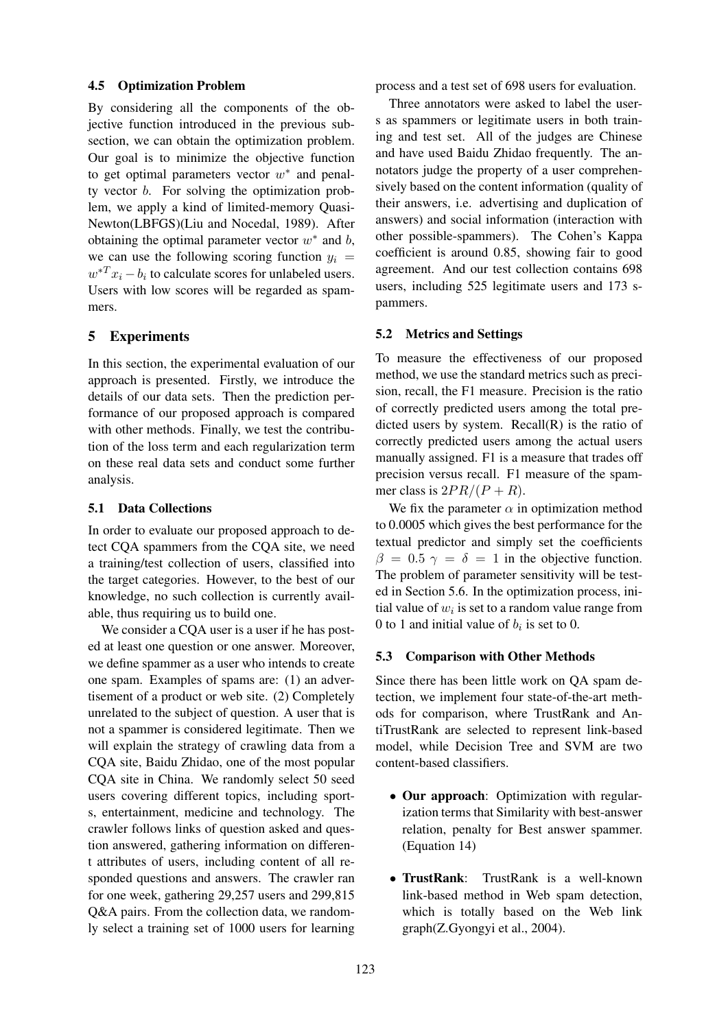### 4.5 Optimization Problem

By considering all the components of the objective function introduced in the previous subsection, we can obtain the optimization problem. Our goal is to minimize the objective function to get optimal parameters vector $w^*$ and penalty vector $b$. For solving the optimization problem, we apply a kind of limited-memory Quasi-Newton(LBFGS)(Liu and Nocedal, 1989). After obtaining the optimal parameter vector $w^*$ and $b$, we can use the following scoring function $y_i = w^{*T} x_i - b_i$ to calculate scores for unlabeled users. Users with low scores will be regarded as spammers.

## 5 Experiments

In this section, the experimental evaluation of our approach is presented. Firstly, we introduce the details of our data sets. Then the prediction performance of our proposed approach is compared with other methods. Finally, we test the contribution of the loss term and each regularization term on these real data sets and conduct some further analysis.

### 5.1 Data Collections

In order to evaluate our proposed approach to detect CQA spammers from the CQA site, we need a training/test collection of users, classified into the target categories. However, to the best of our knowledge, no such collection is currently available, thus requiring us to build one.

We consider a CQA user is a user if he has posted at least one question or one answer. Moreover, we define spammer as a user who intends to create one spam. Examples of spams are: (1) an advertisement of a product or web site. (2) Completely unrelated to the subject of question. A user that is not a spammer is considered legitimate. Then we will explain the strategy of crawling data from a CQA site, Baidu Zhidao, one of the most popular CQA site in China. We randomly select 50 seed users covering different topics, including sports, entertainment, medicine and technology. The crawler follows links of question asked and question answered, gathering information on different attributes of users, including content of all responded questions and answers. The crawler ran for one week, gathering 29,257 users and 299,815 Q&A pairs. From the collection data, we randomly select a training set of 1000 users for learning process and a test set of 698 users for evaluation.

Three annotators were asked to label the users as spammers or legitimate users in both training and test set. All of the judges are Chinese and have used Baidu Zhidao frequently. The annotators judge the property of a user comprehensively based on the content information (quality of their answers, i.e. advertising and duplication of answers) and social information (interaction with other possible-spammers). The Cohen's Kappa coefficient is around 0.85, showing fair to good agreement. And our test collection contains 698 users, including 525 legitimate users and 173 spammers.

### 5.2 Metrics and Settings

To measure the effectiveness of our proposed method, we use the standard metrics such as precision, recall, the F1 measure. Precision is the ratio of correctly predicted users among the total predicted users by system. Recall(R) is the ratio of correctly predicted users among the actual users manually assigned. F1 is a measure that trades off precision versus recall. F1 measure of the spammer class is $2PR/(P + R)$.

We fix the parameter $\alpha$ in optimization method to 0.0005 which gives the best performance for the textual predictor and simply set the coefficients $\beta = 0.5$ $\gamma = \delta = 1$ in the objective function. The problem of parameter sensitivity will be tested in Section 5.6. In the optimization process, initial value of $w_i$ is set to a random value range from 0 to 1 and initial value of $b_i$ is set to 0.

### 5.3 Comparison with Other Methods

Since there has been little work on QA spam detection, we implement four state-of-the-art methods for comparison, where TrustRank and AntiTrustRank are selected to represent link-based model, while Decision Tree and SVM are two content-based classifiers.

- **Our approach**: Optimization with regularization terms that Similarity with best-answer relation, penalty for Best answer spammer. (Equation 14)
- **TrustRank**: TrustRank is a well-known link-based method in Web spam detection, which is totally based on the Web link graph(Z.Gyongyi et al., 2004).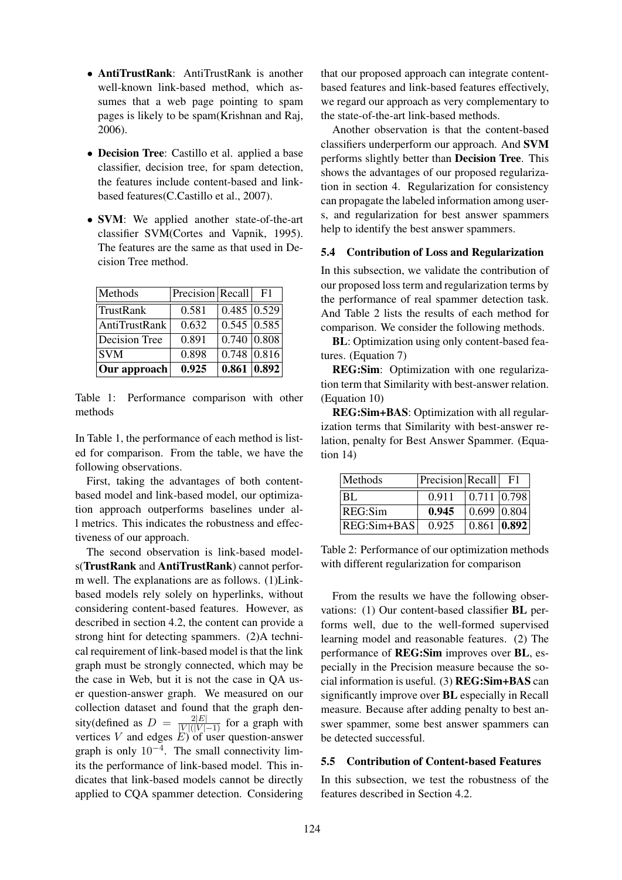- **AntiTrustRank**: AntiTrustRank is another well-known link-based method, which assumes that a web page pointing to spam pages is likely to be spam(Krishnan and Raj, 2006).
- **Decision Tree**: Castillo et al. applied a base classifier, decision tree, for spam detection, the features include content-based and link-based features(C.Castillo et al., 2007).
- **SVM**: We applied another state-of-the-art classifier SVM(Cortes and Vapnik, 1995). The features are the same as that used in Decision Tree method.

| Methods | Precision | Recall | F1 |
|---|---|---|---|
| TrustRank | 0.581 | 0.485 | 0.529 |
| AntiTrustRank | 0.632 | 0.545 | 0.585 |
| Decision Tree | 0.891 | 0.740 | 0.808 |
| SVM | 0.898 | 0.748 | 0.816 |
| **Our approach** | **0.925** | **0.861** | **0.892** |

Table 1: Performance comparison with other methods

In Table 1, the performance of each method is listed for comparison. From the table, we have the following observations.

First, taking the advantages of both content-based model and link-based model, our optimization approach outperforms baselines under all metrics. This indicates the robustness and effectiveness of our approach.

The second observation is link-based models(**TrustRank** and **AntiTrustRank**) cannot perform well. The explanations are as follows. (1)Link-based models rely solely on hyperlinks, without considering content-based features. However, as described in section 4.2, the content can provide a strong hint for detecting spammers. (2)A technical requirement of link-based model is that the link graph must be strongly connected, which may be the case in Web, but it is not the case in QA user question-answer graph. We measured on our collection dataset and found that the graph density(defined as $D = \frac{2|E|}{|V|(|V|-1)}$ for a graph with vertices $V$ and edges $E$) of user question-answer graph is only $10^{-4}$. The small connectivity limits the performance of link-based model. This indicates that link-based models cannot be directly applied to CQA spammer detection. Considering that our proposed approach can integrate content-based features and link-based features effectively, we regard our approach as very complementary to the state-of-the-art link-based methods.

Another observation is that the content-based classifiers underperform our approach. And **SVM** performs slightly better than **Decision Tree**. This shows the advantages of our proposed regularization in section 4. Regularization for consistency can propagate the labeled information among users, and regularization for best answer spammers help to identify the best answer spammers.

### 5.4 Contribution of Loss and Regularization

In this subsection, we validate the contribution of our proposed loss term and regularization terms by the performance of real spammer detection task. And Table 2 lists the results of each method for comparison. We consider the following methods.

**BL**: Optimization using only content-based features. (Equation 7)

**REG:Sim**: Optimization with one regularization term that Similarity with best-answer relation. (Equation 10)

**REG:Sim+BAS**: Optimization with all regularization terms that Similarity with best-answer relation, penalty for Best Answer Spammer. (Equation 14)

| Methods | Precision | Recall | F1 |
|---|---|---|---|
| BL | 0.911 | 0.711 | 0.798 |
| REG:Sim | **0.945** | 0.699 | 0.804 |
| REG:Sim+BAS | 0.925 | 0.861 | **0.892** |

Table 2: Performance of our optimization methods with different regularization for comparison

From the results we have the following observations: (1) Our content-based classifier **BL** performs well, due to the well-formed supervised learning model and reasonable features. (2) The performance of **REG:Sim** improves over **BL**, especially in the Precision measure because the social information is useful. (3) **REG:Sim+BAS** can significantly improve over **BL** especially in Recall measure. Because after adding penalty to best answer spammer, some best answer spammers can be detected successful.

### 5.5 Contribution of Content-based Features

In this subsection, we test the robustness of the features described in Section 4.2.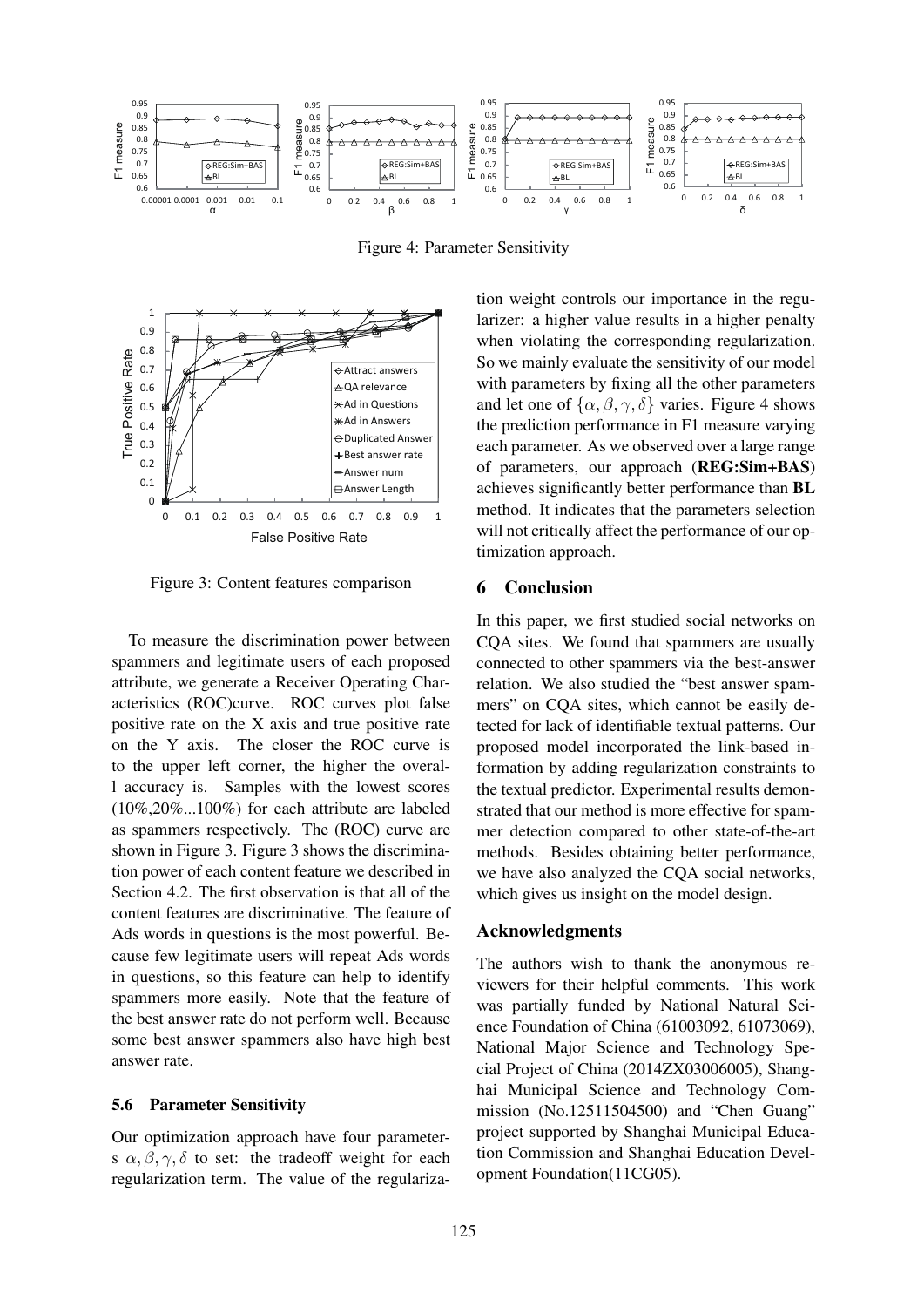Figure 4: Parameter Sensitivity

Figure 3: Content features comparison

To measure the discrimination power between spammers and legitimate users of each proposed attribute, we generate a Receiver Operating Characteristics (ROC)curve. ROC curves plot false positive rate on the X axis and true positive rate on the Y axis. The closer the ROC curve is to the upper left corner, the higher the overall accuracy is. Samples with the lowest scores (10%,20%...100%) for each attribute are labeled as spammers respectively. The (ROC) curve are shown in Figure 3. Figure 3 shows the discrimination power of each content feature we described in Section 4.2. The first observation is that all of the content features are discriminative. The feature of Ads words in questions is the most powerful. Because few legitimate users will repeat Ads words in questions, so this feature can help to identify spammers more easily. Note that the feature of the best answer rate do not perform well. Because some best answer spammers also have high best answer rate.

### 5.6 Parameter Sensitivity

Our optimization approach have four parameters $\alpha, \beta, \gamma, \delta$ to set: the tradeoff weight for each regularization term. The value of the regularization weight controls our importance in the regularizer: a higher value results in a higher penalty when violating the corresponding regularization. So we mainly evaluate the sensitivity of our model with parameters by fixing all the other parameters and let one of $\{\alpha, \beta, \gamma, \delta\}$ varies. Figure 4 shows the prediction performance in F1 measure varying each parameter. As we observed over a large range of parameters, our approach (**REG:Sim+BAS**) achieves significantly better performance than **BL** method. It indicates that the parameters selection will not critically affect the performance of our optimization approach.

## 6 Conclusion

In this paper, we first studied social networks on CQA sites. We found that spammers are usually connected to other spammers via the best-answer relation. We also studied the "best answer spammers" on CQA sites, which cannot be easily detected for lack of identifiable textual patterns. Our proposed model incorporated the link-based information by adding regularization constraints to the textual predictor. Experimental results demonstrated that our method is more effective for spammer detection compared to other state-of-the-art methods. Besides obtaining better performance, we have also analyzed the CQA social networks, which gives us insight on the model design.

## Acknowledgments

The authors wish to thank the anonymous reviewers for their helpful comments. This work was partially funded by National Natural Science Foundation of China (61003092, 61073069), National Major Science and Technology Special Project of China (2014ZX03006005), Shanghai Municipal Science and Technology Commission (No.12511504500) and "Chen Guang" project supported by Shanghai Municipal Education Commission and Shanghai Education Development Foundation(11CG05).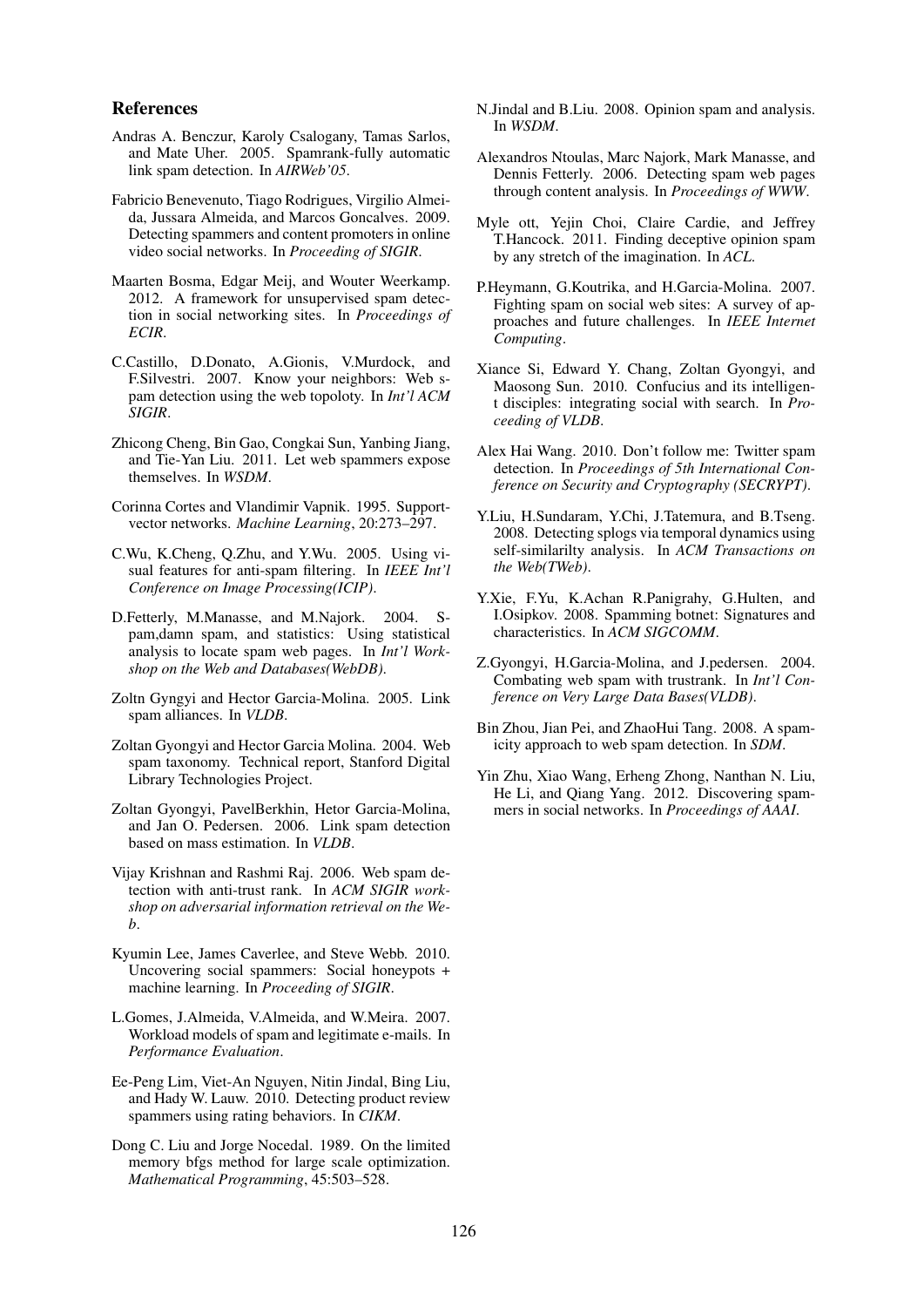## References

Andras A. Benczur, Karoly Csalogany, Tamas Sarlos, and Mate Uher. 2005. Spamrank-fully automatic link spam detection. In *AIRWeb'05*.

Fabricio Benevenuto, Tiago Rodrigues, Virgilio Almeida, Jussara Almeida, and Marcos Goncalves. 2009. Detecting spammers and content promoters in online video social networks. In *Proceeding of SIGIR*.

Maarten Bosma, Edgar Meij, and Wouter Weerkamp. 2012. A framework for unsupervised spam detection in social networking sites. In *Proceedings of ECIR*.

C.Castillo, D.Donato, A.Gionis, V.Murdock, and F.Silvestri. 2007. Know your neighbors: Web spam detection using the web topoloty. In *Int'l ACM SIGIR*.

Zhicong Cheng, Bin Gao, Congkai Sun, Yanbing Jiang, and Tie-Yan Liu. 2011. Let web spammers expose themselves. In *WSDM*.

Corinna Cortes and Vlandimir Vapnik. 1995. Support-vector networks. *Machine Learning*, 20:273–297.

C.Wu, K.Cheng, Q.Zhu, and Y.Wu. 2005. Using visual features for anti-spam filtering. In *IEEE Int'l Conference on Image Processing(ICIP)*.

D.Fetterly, M.Manasse, and M.Najork. 2004. Spam,damn spam, and statistics: Using statistical analysis to locate spam web pages. In *Int'l Workshop on the Web and Databases(WebDB)*.

Zoltn Gyngyi and Hector Garcia-Molina. 2005. Link spam alliances. In *VLDB*.

Zoltan Gyongyi and Hector Garcia Molina. 2004. Web spam taxonomy. Technical report, Stanford Digital Library Technologies Project.

Zoltan Gyongyi, PavelBerkhin, Hetor Garcia-Molina, and Jan O. Pedersen. 2006. Link spam detection based on mass estimation. In *VLDB*.

Vijay Krishnan and Rashmi Raj. 2006. Web spam detection with anti-trust rank. In *ACM SIGIR workshop on adversarial information retrieval on the Web*.

Kyumin Lee, James Caverlee, and Steve Webb. 2010. Uncovering social spammers: Social honeypots + machine learning. In *Proceeding of SIGIR*.

L.Gomes, J.Almeida, V.Almeida, and W.Meira. 2007. Workload models of spam and legitimate e-mails. In *Performance Evaluation*.

Ee-Peng Lim, Viet-An Nguyen, Nitin Jindal, Bing Liu, and Hady W. Lauw. 2010. Detecting product review spammers using rating behaviors. In *CIKM*.

Dong C. Liu and Jorge Nocedal. 1989. On the limited memory bfgs method for large scale optimization. *Mathematical Programming*, 45:503–528.

N.Jindal and B.Liu. 2008. Opinion spam and analysis. In *WSDM*.

Alexandros Ntoulas, Marc Najork, Mark Manasse, and Dennis Fetterly. 2006. Detecting spam web pages through content analysis. In *Proceedings of WWW*.

Myle ott, Yejin Choi, Claire Cardie, and Jeffrey T.Hancock. 2011. Finding deceptive opinion spam by any stretch of the imagination. In *ACL*.

P.Heymann, G.Koutrika, and H.Garcia-Molina. 2007. Fighting spam on social web sites: A survey of approaches and future challenges. In *IEEE Internet Computing*.

Xiance Si, Edward Y. Chang, Zoltan Gyongyi, and Maosong Sun. 2010. Confucius and its intelligent disciples: integrating social with search. In *Proceeding of VLDB*.

Alex Hai Wang. 2010. Don't follow me: Twitter spam detection. In *Proceedings of 5th International Conference on Security and Cryptography (SECRYPT)*.

Y.Liu, H.Sundaram, Y.Chi, J.Tatemura, and B.Tseng. 2008. Detecting splogs via temporal dynamics using self-similarilty analysis. In *ACM Transactions on the Web(TWeb)*.

Y.Xie, F.Yu, K.Achan R.Panigrahy, G.Hulten, and I.Osipkov. 2008. Spamming botnet: Signatures and characteristics. In *ACM SIGCOMM*.

Z.Gyongyi, H.Garcia-Molina, and J.pedersen. 2004. Combating web spam with trustrank. In *Int'l Conference on Very Large Data Bases(VLDB)*.

Bin Zhou, Jian Pei, and ZhaoHui Tang. 2008. A spamicity approach to web spam detection. In *SDM*.

Yin Zhu, Xiao Wang, Erheng Zhong, Nanthan N. Liu, He Li, and Qiang Yang. 2012. Discovering spammers in social networks. In *Proceedings of AAAI*.